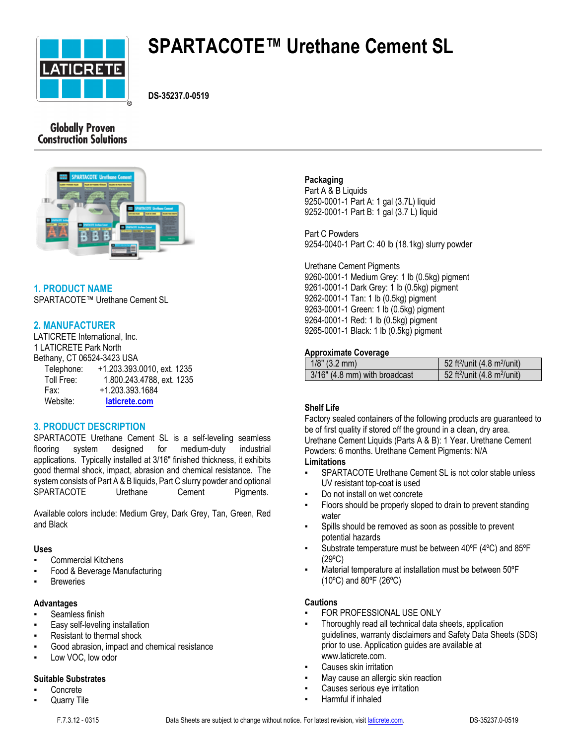# SPARTACOTE™ Urethane Cement SL

**DS-35237.0-0519**

Globally Proven Construction Solutions

## 1. PRODUCT NAME

SPARTACOTE™ Urethane Cement SL

## 2. MANUFACTURER

LATICRETE International, Inc.
1 LATICRETE Park North
Bethany, CT 06524-3423 USA

Telephone: +1.203.393.0010, ext. 1235
Toll Free: 1.800.243.4788, ext. 1235
Fax: +1.203.393.1684
Website: laticrete.com

## 3. PRODUCT DESCRIPTION

SPARTACOTE Urethane Cement SL is a self-leveling seamless flooring system designed for medium-duty industrial applications. Typically installed at 3/16" finished thickness, it exhibits good thermal shock, impact, abrasion and chemical resistance. The system consists of Part A & B liquids, Part C slurry powder and optional SPARTACOTE Urethane Cement Pigments.

Available colors include: Medium Grey, Dark Grey, Tan, Green, Red and Black

### Uses

- Commercial Kitchens
- Food & Beverage Manufacturing
- Breweries

### Advantages

- Seamless finish
- Easy self-leveling installation
- Resistant to thermal shock
- Good abrasion, impact and chemical resistance
- Low VOC, low odor

### Suitable Substrates

- Concrete
- Quarry Tile

### Packaging

Part A & B Liquids
9250-0001-1 Part A: 1 gal (3.7L) liquid
9252-0001-1 Part B: 1 gal (3.7 L) liquid

Part C Powders
9254-0040-1 Part C: 40 lb (18.1kg) slurry powder

Urethane Cement Pigments
9260-0001-1 Medium Grey: 1 lb (0.5kg) pigment
9261-0001-1 Dark Grey: 1 lb (0.5kg) pigment
9262-0001-1 Tan: 1 lb (0.5kg) pigment
9263-0001-1 Green: 1 lb (0.5kg) pigment
9264-0001-1 Red: 1 lb (0.5kg) pigment
9265-0001-1 Black: 1 lb (0.5kg) pigment

### Approximate Coverage

| | |
|---|---|
| 1/8" (3.2 mm) | 52 ft²/unit (4.8 m²/unit) |
| 3/16" (4.8 mm) with broadcast | 52 ft²/unit (4.8 m²/unit) |

### Shelf Life

Factory sealed containers of the following products are guaranteed to be of first quality if stored off the ground in a clean, dry area. Urethane Cement Liquids (Parts A & B): 1 Year. Urethane Cement Powders: 6 months. Urethane Cement Pigments: N/A

### Limitations

- SPARTACOTE Urethane Cement SL is not color stable unless UV resistant top-coat is used
- Do not install on wet concrete
- Floors should be properly sloped to drain to prevent standing water
- Spills should be removed as soon as possible to prevent potential hazards
- Substrate temperature must be between 40ºF (4ºC) and 85ºF (29ºC)
- Material temperature at installation must be between 50ºF (10ºC) and 80ºF (26ºC)

### Cautions

- FOR PROFESSIONAL USE ONLY
- Thoroughly read all technical data sheets, application guidelines, warranty disclaimers and Safety Data Sheets (SDS) prior to use. Application guides are available at www.laticrete.com.
- Causes skin irritation
- May cause an allergic skin reaction
- Causes serious eye irritation
- Harmful if inhaled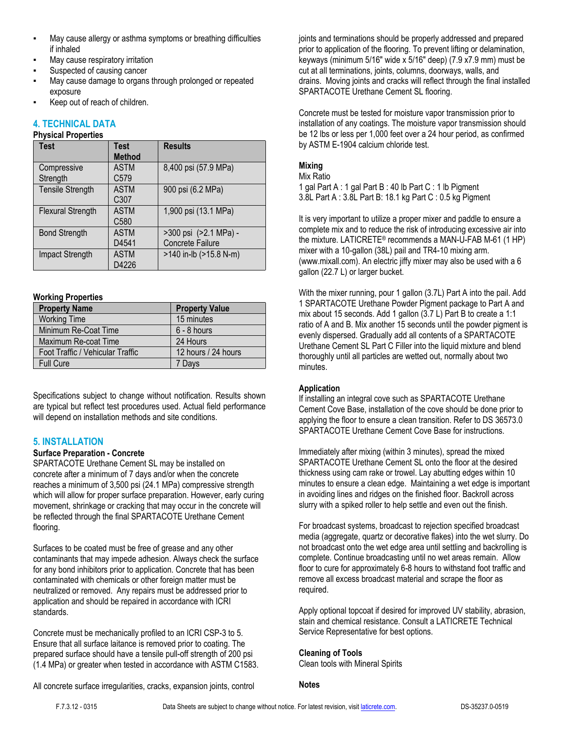- May cause allergy or asthma symptoms or breathing difficulties if inhaled
- May cause respiratory irritation
- Suspected of causing cancer
- May cause damage to organs through prolonged or repeated exposure
- Keep out of reach of children.

## 4. TECHNICAL DATA

**Physical Properties**

| Test | Test Method | Results |
|---|---|---|
| Compressive Strength | ASTM C579 | 8,400 psi (57.9 MPa) |
| Tensile Strength | ASTM C307 | 900 psi (6.2 MPa) |
| Flexural Strength | ASTM C580 | 1,900 psi (13.1 MPa) |
| Bond Strength | ASTM D4541 | >300 psi (>2.1 MPa) - Concrete Failure |
| Impact Strength | ASTM D4226 | >140 in-lb (>15.8 N-m) |

**Working Properties**

| Property Name | Property Value |
|---|---|
| Working Time | 15 minutes |
| Minimum Re-Coat Time | 6 - 8 hours |
| Maximum Re-coat Time | 24 Hours |
| Foot Traffic / Vehicular Traffic | 12 hours / 24 hours |
| Full Cure | 7 Days |

Specifications subject to change without notification. Results shown are typical but reflect test procedures used. Actual field performance will depend on installation methods and site conditions.

## 5. INSTALLATION

**Surface Preparation - Concrete**

SPARTACOTE Urethane Cement SL may be installed on concrete after a minimum of 7 days and/or when the concrete reaches a minimum of 3,500 psi (24.1 MPa) compressive strength which will allow for proper surface preparation. However, early curing movement, shrinkage or cracking that may occur in the concrete will be reflected through the final SPARTACOTE Urethane Cement flooring.

Surfaces to be coated must be free of grease and any other contaminants that may impede adhesion. Always check the surface for any bond inhibitors prior to application. Concrete that has been contaminated with chemicals or other foreign matter must be neutralized or removed. Any repairs must be addressed prior to application and should be repaired in accordance with ICRI standards.

Concrete must be mechanically profiled to an ICRI CSP-3 to 5. Ensure that all surface laitance is removed prior to coating. The prepared surface should have a tensile pull-off strength of 200 psi (1.4 MPa) or greater when tested in accordance with ASTM C1583.

All concrete surface irregularities, cracks, expansion joints, control joints and terminations should be properly addressed and prepared prior to application of the flooring. To prevent lifting or delamination, keyways (minimum 5/16" wide x 5/16" deep) (7.9 x7.9 mm) must be cut at all terminations, joints, columns, doorways, walls, and drains. Moving joints and cracks will reflect through the final installed SPARTACOTE Urethane Cement SL flooring.

Concrete must be tested for moisture vapor transmission prior to installation of any coatings. The moisture vapor transmission should be 12 lbs or less per 1,000 feet over a 24 hour period, as confirmed by ASTM E-1904 calcium chloride test.

**Mixing**

Mix Ratio
1 gal Part A : 1 gal Part B : 40 lb Part C : 1 lb Pigment
3.8L Part A : 3.8L Part B: 18.1 kg Part C : 0.5 kg Pigment

It is very important to utilize a proper mixer and paddle to ensure a complete mix and to reduce the risk of introducing excessive air into the mixture. LATICRETE® recommends a MAN-U-FAB M-61 (1 HP) mixer with a 10-gallon (38L) pail and TR4-10 mixing arm. (www.mixall.com). An electric jiffy mixer may also be used with a 6 gallon (22.7 L) or larger bucket.

With the mixer running, pour 1 gallon (3.7L) Part A into the pail. Add 1 SPARTACOTE Urethane Powder Pigment package to Part A and mix about 15 seconds. Add 1 gallon (3.7 L) Part B to create a 1:1 ratio of A and B. Mix another 15 seconds until the powder pigment is evenly dispersed. Gradually add all contents of a SPARTACOTE Urethane Cement SL Part C Filler into the liquid mixture and blend thoroughly until all particles are wetted out, normally about two minutes.

**Application**

If installing an integral cove such as SPARTACOTE Urethane Cement Cove Base, installation of the cove should be done prior to applying the floor to ensure a clean transition. Refer to DS 36573.0 SPARTACOTE Urethane Cement Cove Base for instructions.

Immediately after mixing (within 3 minutes), spread the mixed SPARTACOTE Urethane Cement SL onto the floor at the desired thickness using cam rake or trowel. Lay abutting edges within 10 minutes to ensure a clean edge. Maintaining a wet edge is important in avoiding lines and ridges on the finished floor. Backroll across slurry with a spiked roller to help settle and even out the finish.

For broadcast systems, broadcast to rejection specified broadcast media (aggregate, quartz or decorative flakes) into the wet slurry. Do not broadcast onto the wet edge area until settling and backrolling is complete. Continue broadcasting until no wet areas remain. Allow floor to cure for approximately 6-8 hours to withstand foot traffic and remove all excess broadcast material and scrape the floor as required.

Apply optional topcoat if desired for improved UV stability, abrasion, stain and chemical resistance. Consult a LATICRETE Technical Service Representative for best options.

**Cleaning of Tools**

Clean tools with Mineral Spirits

**Notes**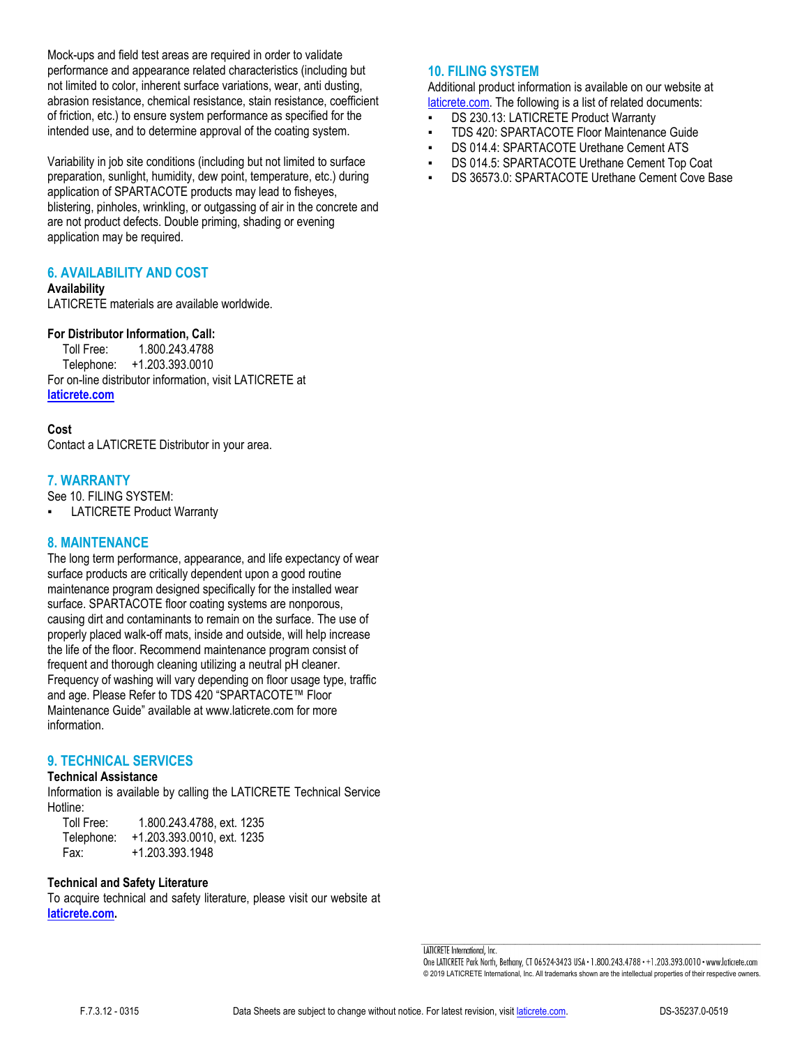Mock-ups and field test areas are required in order to validate performance and appearance related characteristics (including but not limited to color, inherent surface variations, wear, anti dusting, abrasion resistance, chemical resistance, stain resistance, coefficient of friction, etc.) to ensure system performance as specified for the intended use, and to determine approval of the coating system.

Variability in job site conditions (including but not limited to surface preparation, sunlight, humidity, dew point, temperature, etc.) during application of SPARTACOTE products may lead to fisheyes, blistering, pinholes, wrinkling, or outgassing of air in the concrete and are not product defects. Double priming, shading or evening application may be required.

## 6. AVAILABILITY AND COST

**Availability**

LATICRETE materials are available worldwide.

**For Distributor Information, Call:**

Toll Free: 1.800.243.4788
Telephone: +1.203.393.0010

For on-line distributor information, visit LATICRETE at **laticrete.com**

**Cost**

Contact a LATICRETE Distributor in your area.

## 7. WARRANTY

See 10. FILING SYSTEM:

- LATICRETE Product Warranty

## 8. MAINTENANCE

The long term performance, appearance, and life expectancy of wear surface products are critically dependent upon a good routine maintenance program designed specifically for the installed wear surface. SPARTACOTE floor coating systems are nonporous, causing dirt and contaminants to remain on the surface. The use of properly placed walk-off mats, inside and outside, will help increase the life of the floor. Recommend maintenance program consist of frequent and thorough cleaning utilizing a neutral pH cleaner. Frequency of washing will vary depending on floor usage type, traffic and age. Please Refer to TDS 420 "SPARTACOTE™ Floor Maintenance Guide" available at www.laticrete.com for more information.

## 9. TECHNICAL SERVICES

**Technical Assistance**

Information is available by calling the LATICRETE Technical Service Hotline:

Toll Free: 1.800.243.4788, ext. 1235
Telephone: +1.203.393.0010, ext. 1235
Fax: +1.203.393.1948

**Technical and Safety Literature**

To acquire technical and safety literature, please visit our website at **laticrete.com.**

## 10. FILING SYSTEM

Additional product information is available on our website at laticrete.com. The following is a list of related documents:

- DS 230.13: LATICRETE Product Warranty
- TDS 420: SPARTACOTE Floor Maintenance Guide
- DS 014.4: SPARTACOTE Urethane Cement ATS
- DS 014.5: SPARTACOTE Urethane Cement Top Coat
- DS 36573.0: SPARTACOTE Urethane Cement Cove Base

LATICRETE International, Inc.
One LATICRETE Park North, Bethany, CT 06524-3423 USA • 1.800.243.4788 • +1.203.393.0010 • www.laticrete.com
© 2019 LATICRETE International, Inc. All trademarks shown are the intellectual properties of their respective owners.

F.7.3.12 - 0315 Data Sheets are subject to change without notice. For latest revision, visit laticrete.com. DS-35237.0-0519